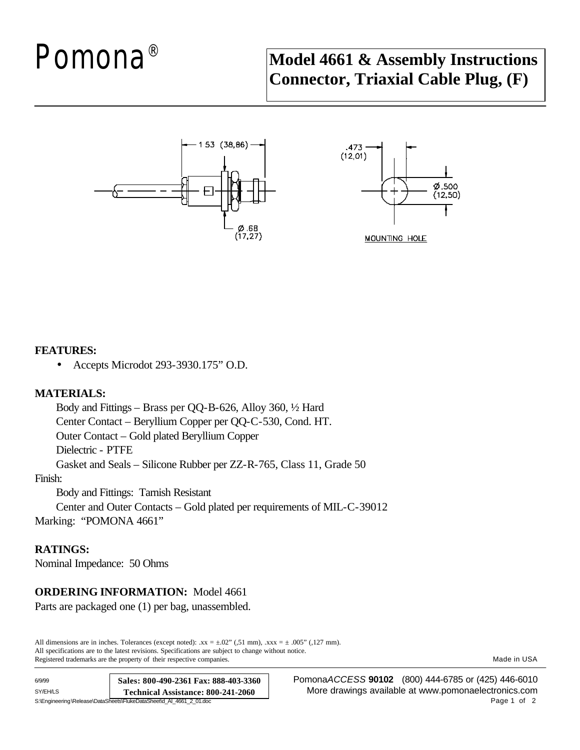# Pomona®

## Model 4661 & Assembly Instructions Connector, Triaxial Cable Plug, (F)

1.53 (38,86)

Ø .68 (17,27)

.473 (12,01)

Ø .500 (12,50)

MOUNTING HOLE

**FEATURES:**

- Accepts Microdot 293-3930.175" O.D.

**MATERIALS:**

Body and Fittings – Brass per QQ-B-626, Alloy 360, ½ Hard
Center Contact – Beryllium Copper per QQ-C-530, Cond. HT.
Outer Contact – Gold plated Beryllium Copper
Dielectric - PTFE
Gasket and Seals – Silicone Rubber per ZZ-R-765, Class 11, Grade 50

Finish:

Body and Fittings: Tarnish Resistant
Center and Outer Contacts – Gold plated per requirements of MIL-C-39012

Marking: "POMONA 4661"

**RATINGS:**

Nominal Impedance: 50 Ohms

**ORDERING INFORMATION:** Model 4661

Parts are packaged one (1) per bag, unassembled.

All dimensions are in inches. Tolerances (except noted): .xx = ±.02" (,51 mm), .xxx = ± .005" (,127 mm).
All specifications are to the latest revisions. Specifications are subject to change without notice.
Registered trademarks are the property of their respective companies.

Made in USA

6/9/99
SY/EH/LS
S:\Engineering\Release\DataSheets\FlukeDataSheet\d_AI_4661_2_01.doc

**Sales: 800-490-2361 Fax: 888-403-3360**
**Technical Assistance: 800-241-2060**

Pomona*ACCESS* **90102** (800) 444-6785 or (425) 446-6010
More drawings available at www.pomonaelectronics.com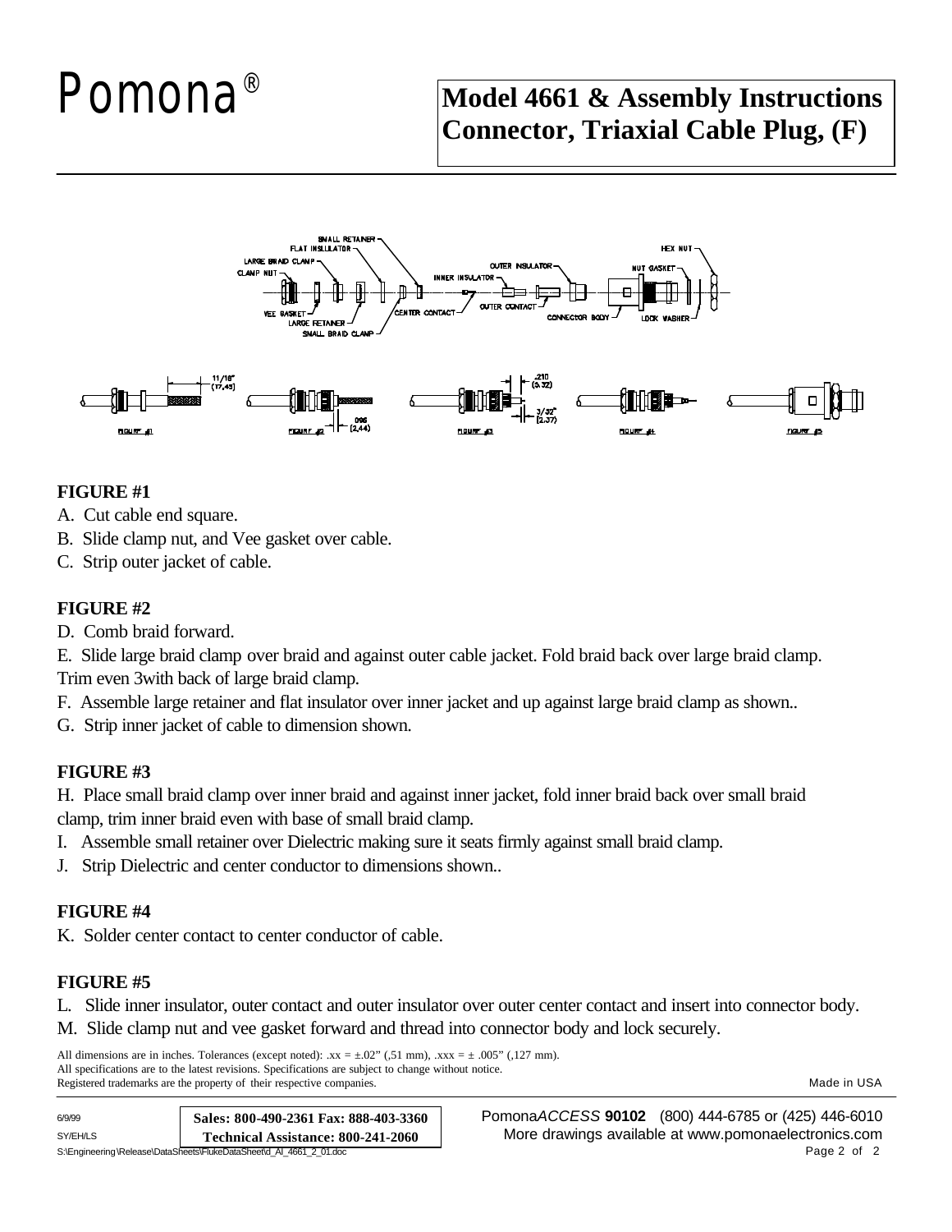# Pomona®

## Model 4661 & Assembly Instructions Connector, Triaxial Cable Plug, (F)

SMALL RETAINER
FLAT INSULATOR
LARGE BRAID CLAMP
CLAMP NUT
VEE GASKET
LARGE RETAINER
SMALL BRAID CLAMP
CENTER CONTACT
INNER INSULATOR
OUTER INSULATOR
OUTER CONTACT
CONNECTOR BODY
NUT GASKET
LOCK WASHER
HEX NUT

11/16" (17,45)
.096 (2,44)
.210 (5,32)
3/32" (2,37)

FIGURE #1 FIGURE #2 FIGURE #3 FIGURE #4 FIGURE #5

### FIGURE #1

A. Cut cable end square.
B. Slide clamp nut, and Vee gasket over cable.
C. Strip outer jacket of cable.

### FIGURE #2

D. Comb braid forward.
E. Slide large braid clamp over braid and against outer cable jacket. Fold braid back over large braid clamp. Trim even 3with back of large braid clamp.
F. Assemble large retainer and flat insulator over inner jacket and up against large braid clamp as shown..
G. Strip inner jacket of cable to dimension shown.

### FIGURE #3

H. Place small braid clamp over inner braid and against inner jacket, fold inner braid back over small braid clamp, trim inner braid even with base of small braid clamp.
I. Assemble small retainer over Dielectric making sure it seats firmly against small braid clamp.
J. Strip Dielectric and center conductor to dimensions shown..

### FIGURE #4

K. Solder center contact to center conductor of cable.

### FIGURE #5

L. Slide inner insulator, outer contact and outer insulator over outer center contact and insert into connector body.
M. Slide clamp nut and vee gasket forward and thread into connector body and lock securely.

All dimensions are in inches. Tolerances (except noted): .xx = ±.02" (,51 mm), .xxx = ± .005" (,127 mm).
All specifications are to the latest revisions. Specifications are subject to change without notice.
Registered trademarks are the property of their respective companies.

Made in USA

6/9/99
SY/EH/LS
S:\Engineering\Release\DataSheets\FlukeDataSheet\d_AI_4661_2_01.doc

**Sales: 800-490-2361 Fax: 888-403-3360**
**Technical Assistance: 800-241-2060**

Pomona*ACCESS* **90102** (800) 444-6785 or (425) 446-6010
More drawings available at www.pomonaelectronics.com